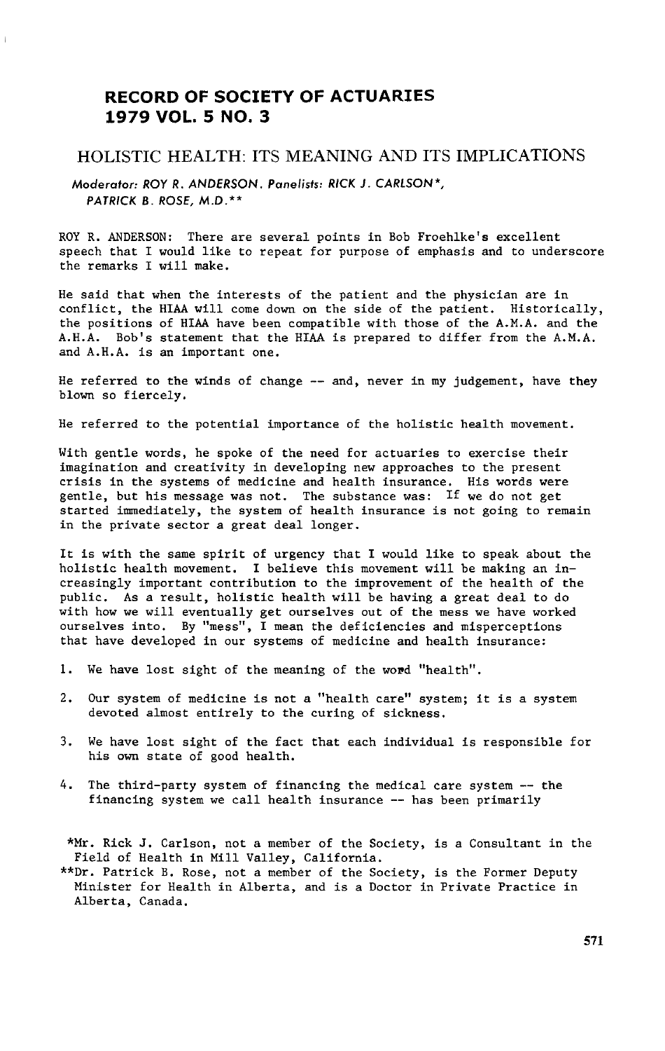# RECORD OF SOCIETY OF ACTUARIES 1979 VOL. 5 NO. 3

## HOLISTIC HEALTH: ITS MEANING AND ITS IMPLICATIONS

*Moderator: ROY R. ANDERSON. Panelists: RICK J. CARLSON\*, PATRICK B. ROSE, M.D.\*\**

ROY R. ANDERSON: There are several points in Bob Froehlke's excellent speech that I would like to repeat for purpose of emphasis and to underscore the remarks I will make.

He said that when the interests of the patient and the physician are in conflict, the HIAA will come down on the side of the patient. Historically, the positions of HIAA have been compatible with those of the A.M.A. and the A.H.A. Bob's statement that the HIAA is prepared to differ from the A.M.A. and A.H.A. is an important one.

He referred to the winds of change -- and, never in my judgement, have they blown so fiercely.

He referred to the potential importance of the holistic health movement.

With gentle words, he spoke of the need for actuaries to exercise their imagination and creativity in developing new approaches to the present crisis in the systems of medicine and health insurance. His words were gentle, but his message was not. The substance was: If we do not get started immediately, the system of health insurance is not going to remain in the private sector a great deal longer.

It is with the same spirit of urgency that I would like to speak about the holistic health movement. I believe this movement will be making an increasingly important contribution to the improvement of the health of the public. As a result, holistic health will be having a great deal to do with how we will eventually get ourselves out of the mess we have worked ourselves into. By "mess", I mean the deficiencies and misperceptions that have developed in our systems of medicine and health insurance:

1. We have lost sight of the meaning of the word "health".
2. Our system of medicine is not a "health care" system; it is a system devoted almost entirely to the curing of sickness.
3. We have lost sight of the fact that each individual is responsible for his own state of good health.
4. The third-party system of financing the medical care system -- the financing system we call health insurance -- has been primarily

\*Mr. Rick J. Carlson, not a member of the Society, is a Consultant in the Field of Health in Mill Valley, California.

\*\*Dr. Patrick B. Rose, not a member of the Society, is the Former Deputy Minister for Health in Alberta, and is a Doctor in Private Practice in Alberta, Canada.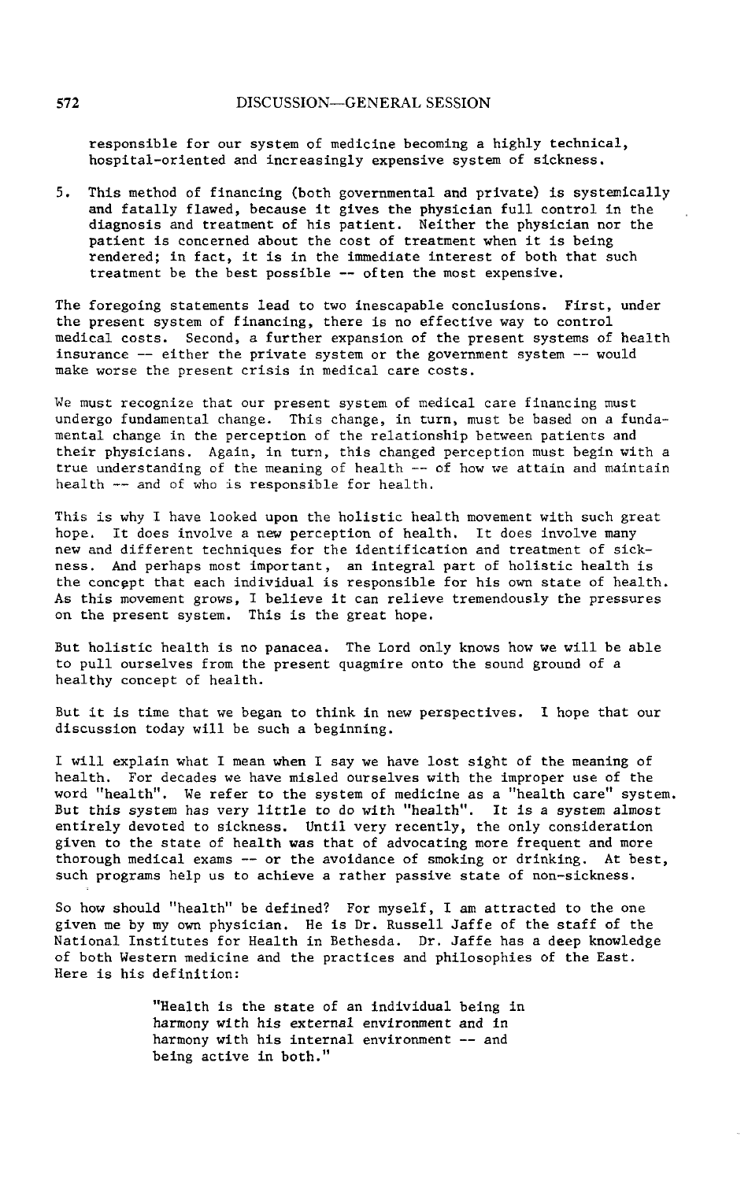responsible for our system of medicine becoming a highly technical, hospital-oriented and increasingly expensive system of sickness.

5. This method of financing (both governmental and private) is systemically and fatally flawed, because it gives the physician full control in the diagnosis and treatment of his patient. Neither the physician nor the patient is concerned about the cost of treatment when it is being rendered; in fact, it is in the immediate interest of both that such treatment be the best possible -- often the most expensive.

The foregoing statements lead to two inescapable conclusions. First, under the present system of financing, there is no effective way to control medical costs. Second, a further expansion of the present systems of health insurance -- either the private system or the government system -- would make worse the present crisis in medical care costs.

We must recognize that our present system of medical care financing must undergo fundamental change. This change, in turn, must be based on a fundamental change in the perception of the relationship between patients and their physicians. Again, in turn, this changed perception must begin with a true understanding of the meaning of health -- of how we attain and maintain health -- and of who is responsible for health.

This is why I have looked upon the holistic health movement with such great hope. It does involve a new perception of health. It does involve many new and different techniques for the identification and treatment of sickness. And perhaps most important, an integral part of holistic health is the concept that each individual is responsible for his own state of health. As this movement grows, I believe it can relieve tremendously the pressures on the present system. This is the great hope.

But holistic health is no panacea. The Lord only knows how we will be able to pull ourselves from the present quagmire onto the sound ground of a healthy concept of health.

But it is time that we began to think in new perspectives. I hope that our discussion today will be such a beginning.

I will explain what I mean when I say we have lost sight of the meaning of health. For decades we have misled ourselves with the improper use of the word "health". We refer to the system of medicine as a "health care" system. But this system has very little to do with "health". It is a system almost entirely devoted to sickness. Until very recently, the only consideration given to the state of health was that of advocating more frequent and more thorough medical exams -- or the avoidance of smoking or drinking. At best, such programs help us to achieve a rather passive state of non-sickness.

So how should "health" be defined? For myself, I am attracted to the one given me by my own physician. He is Dr. Russell Jaffe of the staff of the National Institutes for Health in Bethesda. Dr. Jaffe has a deep knowledge of both Western medicine and the practices and philosophies of the East. Here is his definition:

> "Health is the state of an individual being in harmony with his external environment and in harmony with his internal environment -- and being active in both."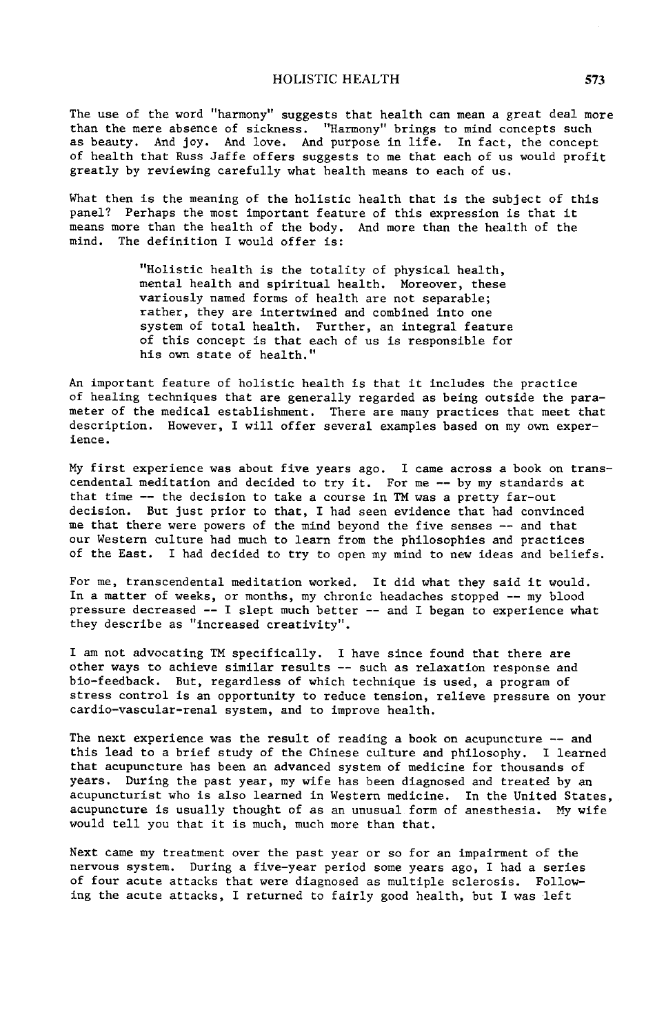The use of the word "harmony" suggests that health can mean a great deal more than the mere absence of sickness. "Harmony" brings to mind concepts such as beauty. And joy. And love. And purpose in life. In fact, the concept of health that Russ Jaffe offers suggests to me that each of us would profit greatly by reviewing carefully what health means to each of us.

What then is the meaning of the holistic health that is the subject of this panel? Perhaps the most important feature of this expression is that it means more than the health of the body. And more than the health of the mind. The definition I would offer is:

> "Holistic health is the totality of physical health, mental health and spiritual health. Moreover, these variously named forms of health are not separable; rather, they are intertwined and combined into one system of total health. Further, an integral feature of this concept is that each of us is responsible for his own state of health."

An important feature of holistic health is that it includes the practice of healing techniques that are generally regarded as being outside the parameter of the medical establishment. There are many practices that meet that description. However, I will offer several examples based on my own experience.

My first experience was about five years ago. I came across a book on transcendental meditation and decided to try it. For me -- by my standards at that time -- the decision to take a course in TM was a pretty far-out decision. But just prior to that, I had seen evidence that had convinced me that there were powers of the mind beyond the five senses -- and that our Western culture had much to learn from the philosophies and practices of the East. I had decided to try to open my mind to new ideas and beliefs.

For me, transcendental meditation worked. It did what they said it would. In a matter of weeks, or months, my chronic headaches stopped -- my blood pressure decreased -- I slept much better -- and I began to experience what they describe as "increased creativity".

I am not advocating TM specifically. I have since found that there are other ways to achieve similar results -- such as relaxation response and bio-feedback. But, regardless of which technique is used, a program of stress control is an opportunity to reduce tension, relieve pressure on your cardio-vascular-renal system, and to improve health.

The next experience was the result of reading a book on acupuncture -- and this lead to a brief study of the Chinese culture and philosophy. I learned that acupuncture has been an advanced system of medicine for thousands of years. During the past year, my wife has been diagnosed and treated by an acupuncturist who is also learned in Western medicine. In the United States, acupuncture is usually thought of as an unusual form of anesthesia. My wife would tell you that it is much, much more than that.

Next came my treatment over the past year or so for an impairment of the nervous system. During a five-year period some years ago, I had a series of four acute attacks that were diagnosed as multiple sclerosis. Following the acute attacks, I returned to fairly good health, but I was left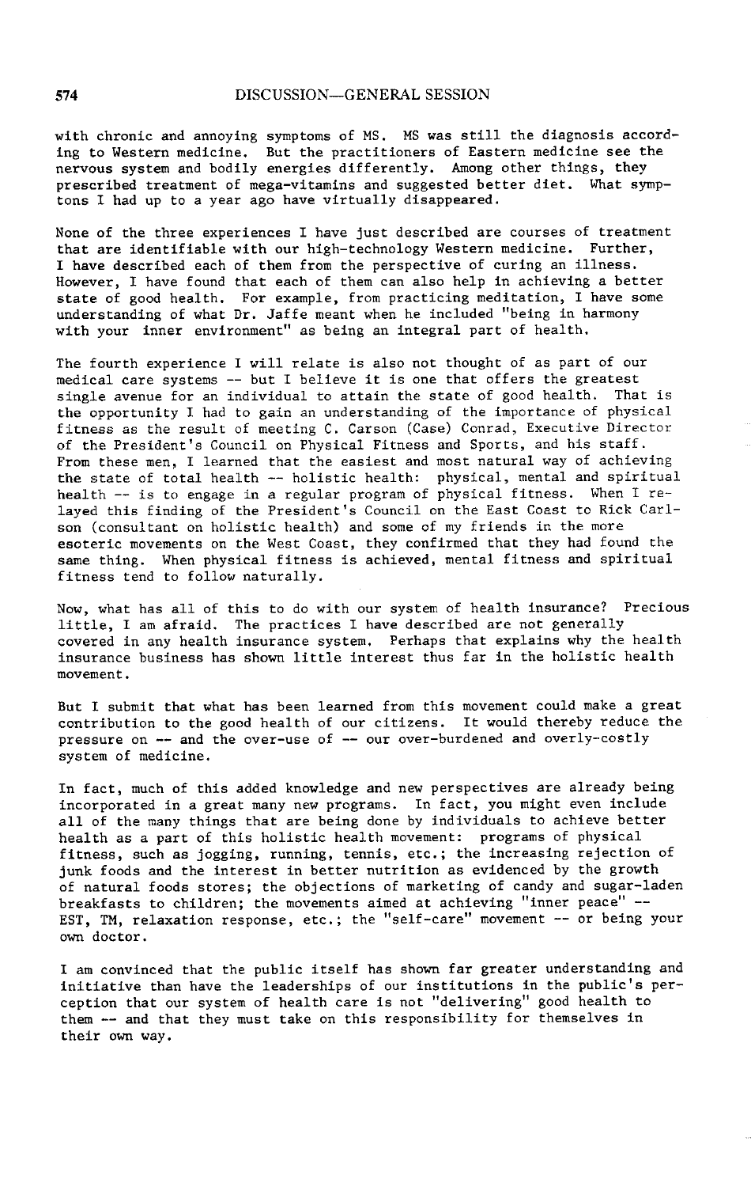with chronic and annoying symptoms of MS. MS was still the diagnosis according to Western medicine. But the practitioners of Eastern medicine see the nervous system and bodily energies differently. Among other things, they prescribed treatment of mega-vitamins and suggested better diet. What symptons I had up to a year ago have virtually disappeared.

None of the three experiences I have just described are courses of treatment that are identifiable with our high-technology Western medicine. Further, I have described each of them from the perspective of curing an illness. However, I have found that each of them can also help in achieving a better state of good health. For example, from practicing meditation, I have some understanding of what Dr. Jaffe meant when he included "being in harmony with your inner environment" as being an integral part of health.

The fourth experience I will relate is also not thought of as part of our medical care systems -- but I believe it is one that offers the greatest single avenue for an individual to attain the state of good health. That is the opportunity I had to gain an understanding of the importance of physical fitness as the result of meeting C. Carson (Case) Conrad, Executive Director of the President's Council on Physical Fitness and Sports, and his staff. From these men, I learned that the easiest and most natural way of achieving the state of total health -- holistic health: physical, mental and spiritual health -- is to engage in a regular program of physical fitness. When I relayed this finding of the President's Council on the East Coast to Rick Carlson (consultant on holistic health) and some of my friends in the more esoteric movements on the West Coast, they confirmed that they had found the same thing. When physical fitness is achieved, mental fitness and spiritual fitness tend to follow naturally.

Now, what has all of this to do with our system of health insurance? Precious little, I am afraid. The practices I have described are not generally covered in any health insurance system. Perhaps that explains why the health insurance business has shown little interest thus far in the holistic health movement.

But I submit that what has been learned from this movement could make a great contribution to the good health of our citizens. It would thereby reduce the pressure on -- and the over-use of -- our over-burdened and overly-costly system of medicine.

In fact, much of this added knowledge and new perspectives are already being incorporated in a great many new programs. In fact, you might even include all of the many things that are being done by individuals to achieve better health as a part of this holistic health movement: programs of physical fitness, such as jogging, running, tennis, etc.; the increasing rejection of junk foods and the interest in better nutrition as evidenced by the growth of natural foods stores; the objections of marketing of candy and sugar-laden breakfasts to children; the movements aimed at achieving "inner peace" -- EST, TM, relaxation response, etc.; the "self-care" movement -- or being your own doctor.

I am convinced that the public itself has shown far greater understanding and initiative than have the leaderships of our institutions in the public's perception that our system of health care is not "delivering" good health to them -- and that they must take on this responsibility for themselves in their own way.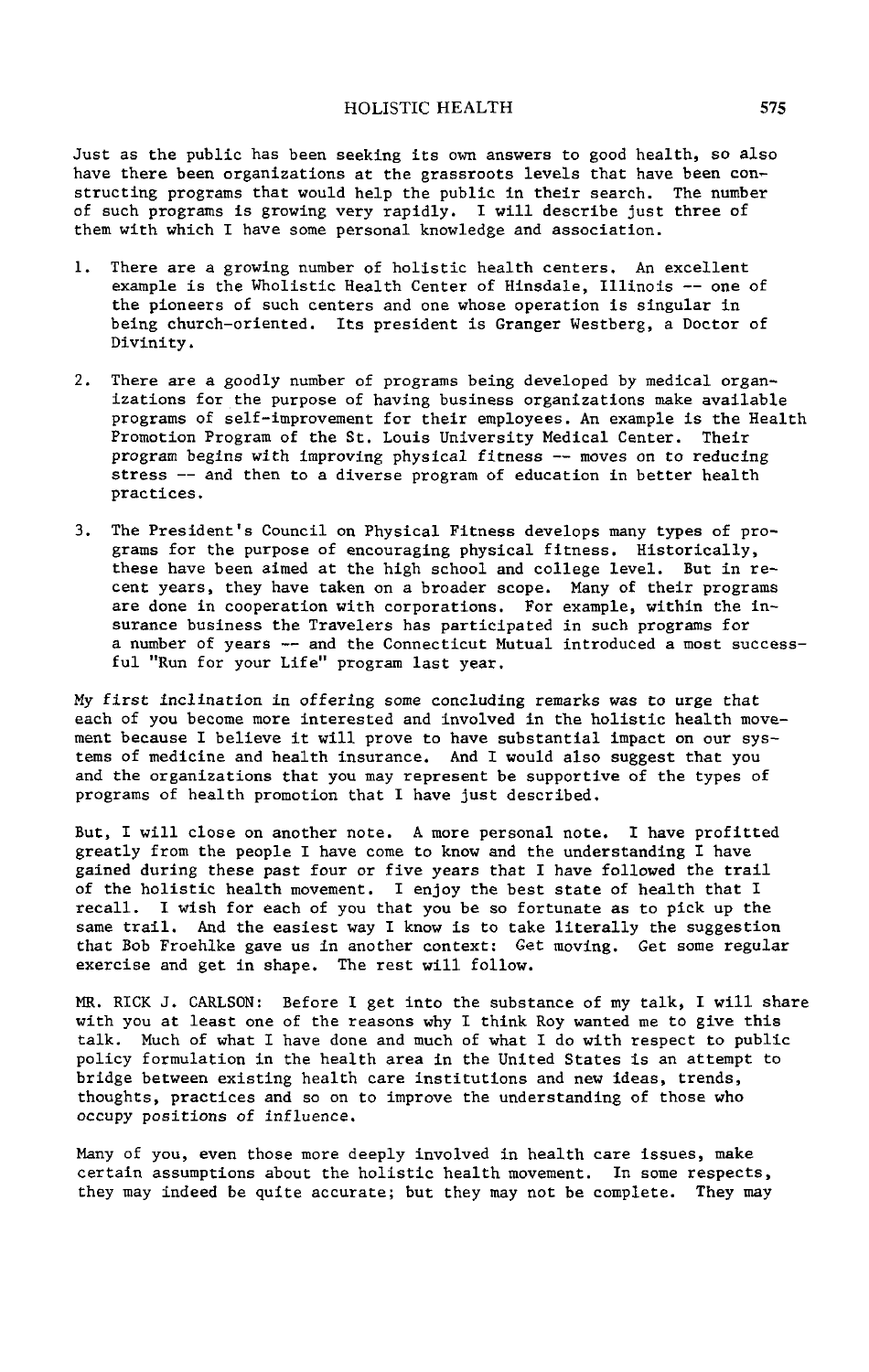Just as the public has been seeking its own answers to good health, so also have there been organizations at the grassroots levels that have been constructing programs that would help the public in their search. The number of such programs is growing very rapidly. I will describe just three of them with which I have some personal knowledge and association.

1. There are a growing number of holistic health centers. An excellent example is the Wholistic Health Center of Hinsdale, Illinois -- one of the pioneers of such centers and one whose operation is singular in being church-oriented. Its president is Granger Westberg, a Doctor of Divinity.

2. There are a goodly number of programs being developed by medical organizations for the purpose of having business organizations make available programs of self-improvement for their employees. An example is the Health Promotion Program of the St. Louis University Medical Center. Their program begins with improving physical fitness -- moves on to reducing stress -- and then to a diverse program of education in better health practices.

3. The President's Council on Physical Fitness develops many types of programs for the purpose of encouraging physical fitness. Historically, these have been aimed at the high school and college level. But in recent years, they have taken on a broader scope. Many of their programs are done in cooperation with corporations. For example, within the insurance business the Travelers has participated in such programs for a number of years -- and the Connecticut Mutual introduced a most successful "Run for your Life" program last year.

My first inclination in offering some concluding remarks was to urge that each of you become more interested and involved in the holistic health movement because I believe it will prove to have substantial impact on our systems of medicine and health insurance. And I would also suggest that you and the organizations that you may represent be supportive of the types of programs of health promotion that I have just described.

But, I will close on another note. A more personal note. I have profitted greatly from the people I have come to know and the understanding I have gained during these past four or five years that I have followed the trail of the holistic health movement. I enjoy the best state of health that I recall. I wish for each of you that you be so fortunate as to pick up the same trail. And the easiest way I know is to take literally the suggestion that Bob Froehlke gave us in another context: Get moving. Get some regular exercise and get in shape. The rest will follow.

MR. RICK J. CARLSON: Before I get into the substance of my talk, I will share with you at least one of the reasons why I think Roy wanted me to give this talk. Much of what I have done and much of what I do with respect to public policy formulation in the health area in the United States is an attempt to bridge between existing health care institutions and new ideas, trends, thoughts, practices and so on to improve the understanding of those who occupy positions of influence.

Many of you, even those more deeply involved in health care issues, make certain assumptions about the holistic health movement. In some respects, they may indeed be quite accurate; but they may not be complete. They may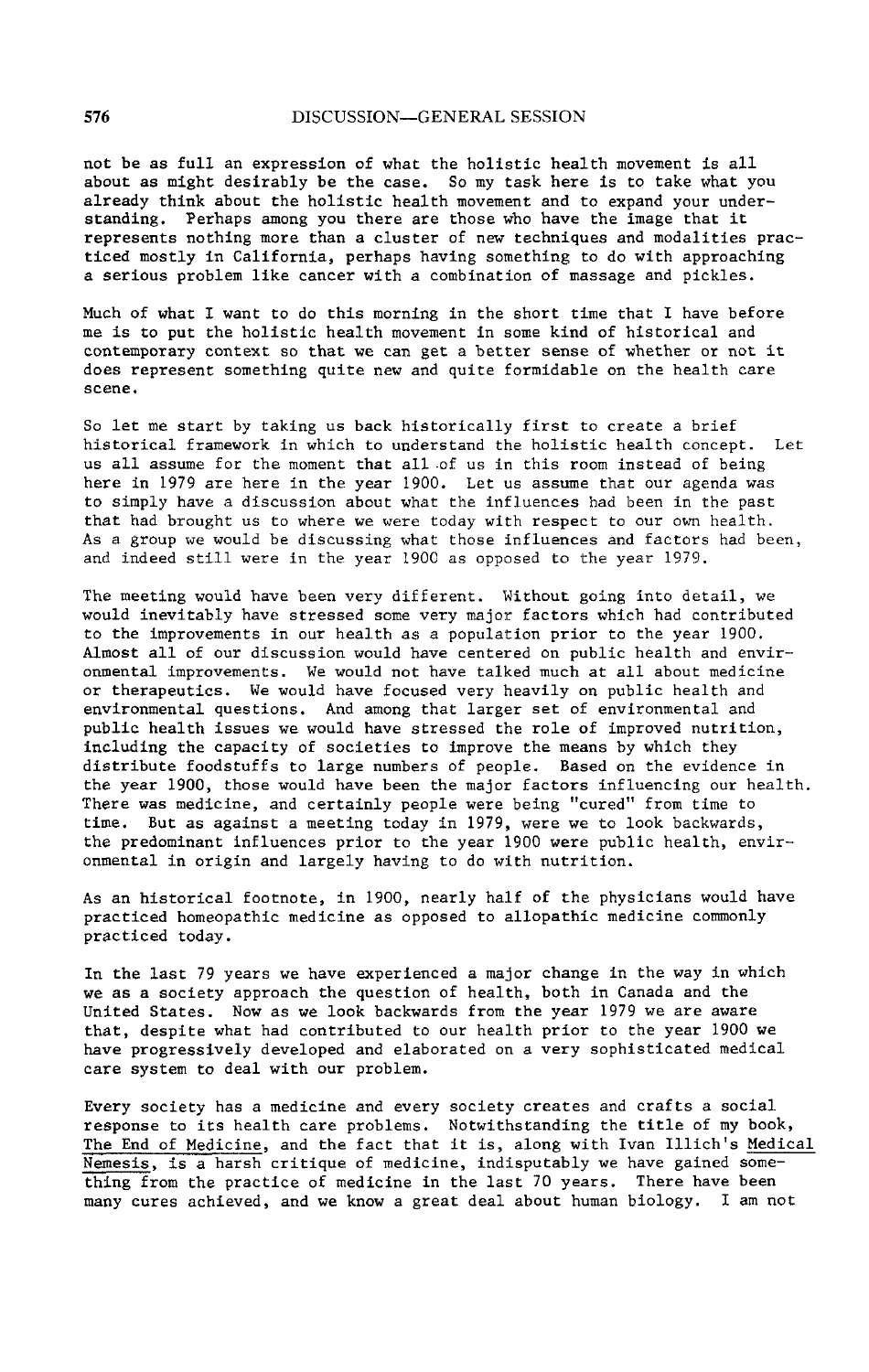not be as full an expression of what the holistic health movement is all about as might desirably be the case. So my task here is to take what you already think about the holistic health movement and to expand your understanding. Perhaps among you there are those who have the image that it represents nothing more than a cluster of new techniques and modalities practiced mostly in California, perhaps having something to do with approaching a serious problem like cancer with a combination of massage and pickles.

Much of what I want to do this morning in the short time that I have before me is to put the holistic health movement in some kind of historical and contemporary context so that we can get a better sense of whether or not it does represent something quite new and quite formidable on the health care scene.

So let me start by taking us back historically first to create a brief historical framework in which to understand the holistic health concept. Let us all assume for the moment that all of us in this room instead of being here in 1979 are here in the year 1900. Let us assume that our agenda was to simply have a discussion about what the influences had been in the past that had brought us to where we were today with respect to our own health. As a group we would be discussing what those influences and factors had been, and indeed still were in the year 1900 as opposed to the year 1979.

The meeting would have been very different. Without going into detail, we would inevitably have stressed some very major factors which had contributed to the improvements in our health as a population prior to the year 1900. Almost all of our discussion would have centered on public health and environmental improvements. We would not have talked much at all about medicine or therapeutics. We would have focused very heavily on public health and environmental questions. And among that larger set of environmental and public health issues we would have stressed the role of improved nutrition, including the capacity of societies to improve the means by which they distribute foodstuffs to large numbers of people. Based on the evidence in the year 1900, those would have been the major factors influencing our health. There was medicine, and certainly people were being "cured" from time to time. But as against a meeting today in 1979, were we to look backwards, the predominant influences prior to the year 1900 were public health, environmental in origin and largely having to do with nutrition.

As an historical footnote, in 1900, nearly half of the physicians would have practiced homeopathic medicine as opposed to allopathic medicine commonly practiced today.

In the last 79 years we have experienced a major change in the way in which we as a society approach the question of health, both in Canada and the United States. Now as we look backwards from the year 1979 we are aware that, despite what had contributed to our health prior to the year 1900 we have progressively developed and elaborated on a very sophisticated medical care system to deal with our problem.

Every society has a medicine and every society creates and crafts a social response to its health care problems. Notwithstanding the title of my book, The End of Medicine, and the fact that it is, along with Ivan Illich's Medical Nemesis, is a harsh critique of medicine, indisputably we have gained something from the practice of medicine in the last 70 years. There have been many cures achieved, and we know a great deal about human biology. I am not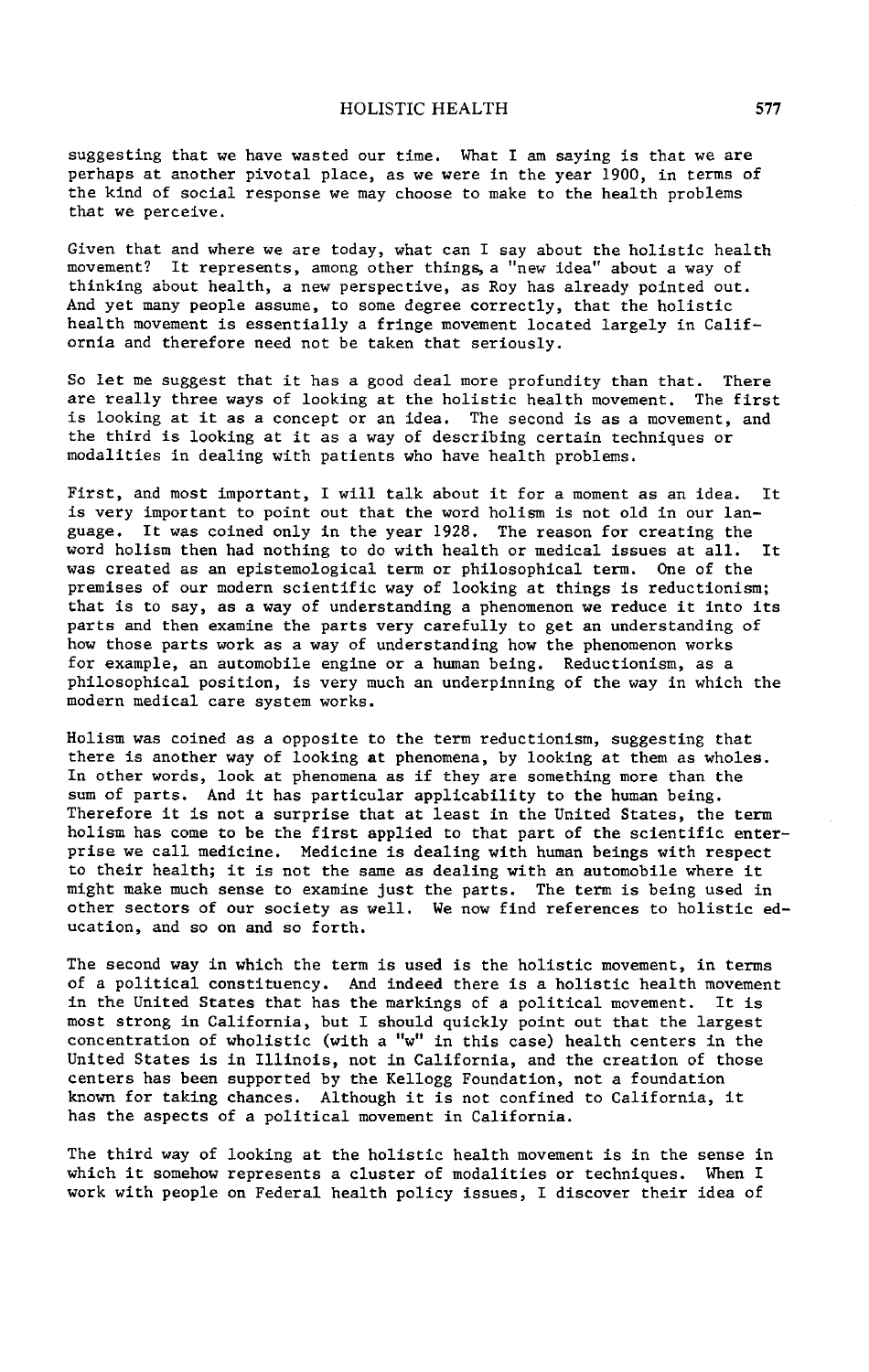suggesting that we have wasted our time. What I am saying is that we are perhaps at another pivotal place, as we were in the year 1900, in terms of the kind of social response we may choose to make to the health problems that we perceive.

Given that and where we are today, what can I say about the holistic health movement? It represents, among other things, a "new idea" about a way of thinking about health, a new perspective, as Roy has already pointed out. And yet many people assume, to some degree correctly, that the holistic health movement is essentially a fringe movement located largely in California and therefore need not be taken that seriously.

So let me suggest that it has a good deal more profundity than that. There are really three ways of looking at the holistic health movement. The first is looking at it as a concept or an idea. The second is as a movement, and the third is looking at it as a way of describing certain techniques or modalities in dealing with patients who have health problems.

First, and most important, I will talk about it for a moment as an idea. It is very important to point out that the word holism is not old in our language. It was coined only in the year 1928. The reason for creating the word holism then had nothing to do with health or medical issues at all. It was created as an epistemological term or philosophical term. One of the premises of our modern scientific way of looking at things is reductionism; that is to say, as a way of understanding a phenomenon we reduce it into its parts and then examine the parts very carefully to get an understanding of how those parts work as a way of understanding how the phenomenon works for example, an automobile engine or a human being. Reductionism, as a philosophical position, is very much an underpinning of the way in which the modern medical care system works.

Holism was coined as a opposite to the term reductionism, suggesting that there is another way of looking at phenomena, by looking at them as wholes. In other words, look at phenomena as if they are something more than the sum of parts. And it has particular applicability to the human being. Therefore it is not a surprise that at least in the United States, the term holism has come to be the first applied to that part of the scientific enterprise we call medicine. Medicine is dealing with human beings with respect to their health; it is not the same as dealing with an automobile where it might make much sense to examine just the parts. The term is being used in other sectors of our society as well. We now find references to holistic education, and so on and so forth.

The second way in which the term is used is the holistic movement, in terms of a political constituency. And indeed there is a holistic health movement in the United States that has the markings of a political movement. It is most strong in California, but I should quickly point out that the largest concentration of wholistic (with a "w" in this case) health centers in the United States is in Illinois, not in California, and the creation of those centers has been supported by the Kellogg Foundation, not a foundation known for taking chances. Although it is not confined to California, it has the aspects of a political movement in California.

The third way of looking at the holistic health movement is in the sense in which it somehow represents a cluster of modalities or techniques. When I work with people on Federal health policy issues, I discover their idea of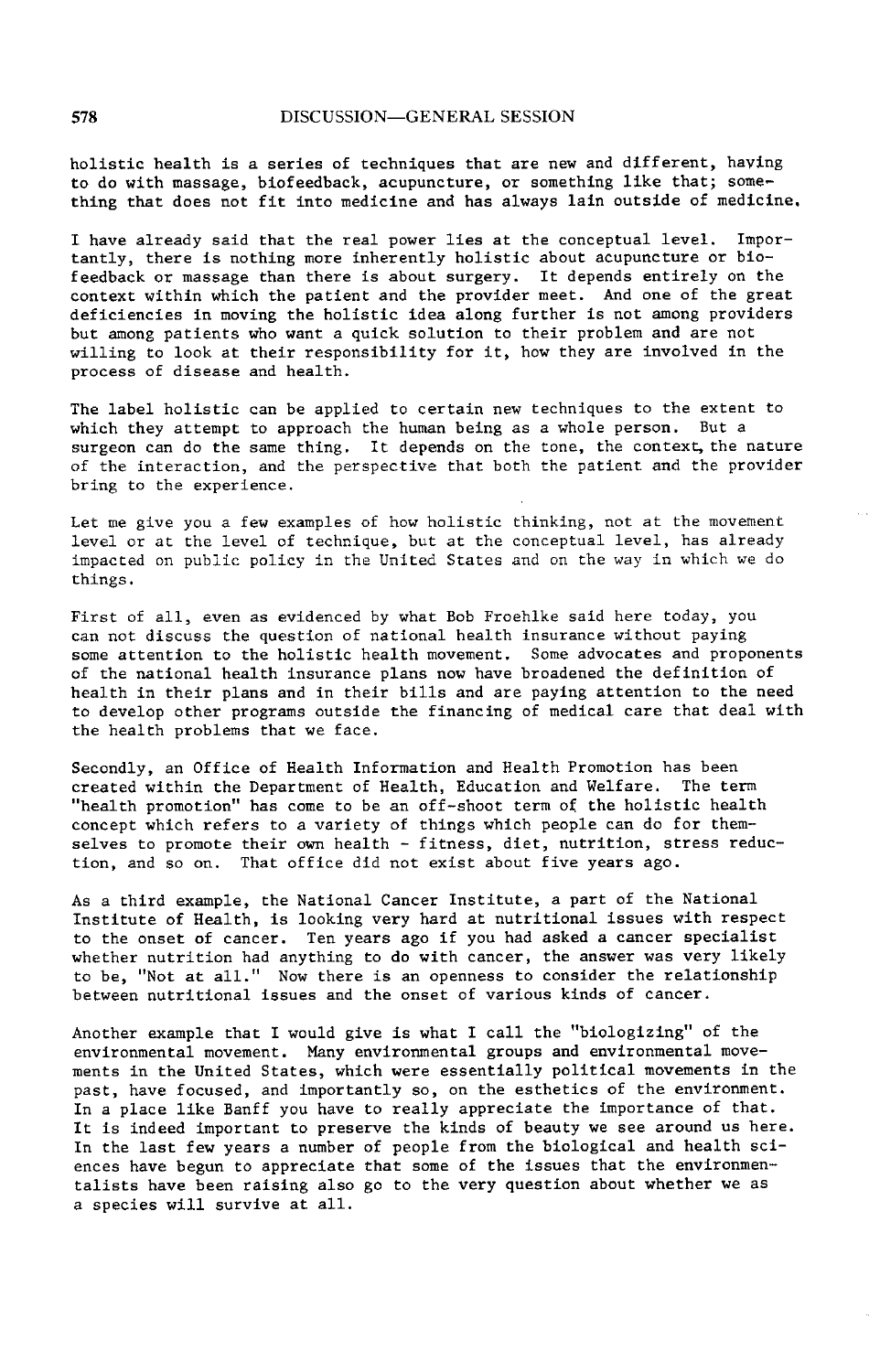holistic health is a series of techniques that are new and different, having to do with massage, biofeedback, acupuncture, or something like that; something that does not fit into medicine and has always lain outside of medicine.

I have already said that the real power lies at the conceptual level. Importantly, there is nothing more inherently holistic about acupuncture or biofeedback or massage than there is about surgery. It depends entirely on the context within which the patient and the provider meet. And one of the great deficiencies in moving the holistic idea along further is not among providers but among patients who want a quick solution to their problem and are not willing to look at their responsibility for it, how they are involved in the process of disease and health.

The label holistic can be applied to certain new techniques to the extent to which they attempt to approach the human being as a whole person. But a surgeon can do the same thing. It depends on the tone, the context, the nature of the interaction, and the perspective that both the patient and the provider bring to the experience.

Let me give you a few examples of how holistic thinking, not at the movement level or at the level of technique, but at the conceptual level, has already impacted on public policy in the United States and on the way in which we do things.

First of all, even as evidenced by what Bob Froehlke said here today, you can not discuss the question of national health insurance without paying some attention to the holistic health movement. Some advocates and proponents of the national health insurance plans now have broadened the definition of health in their plans and in their bills and are paying attention to the need to develop other programs outside the financing of medical care that deal with the health problems that we face.

Secondly, an Office of Health Information and Health Promotion has been created within the Department of Health, Education and Welfare. The term "health promotion" has come to be an off-shoot term of the holistic health concept which refers to a variety of things which people can do for themselves to promote their own health - fitness, diet, nutrition, stress reduction, and so on. That office did not exist about five years ago.

As a third example, the National Cancer Institute, a part of the National Institute of Health, is looking very hard at nutritional issues with respect to the onset of cancer. Ten years ago if you had asked a cancer specialist whether nutrition had anything to do with cancer, the answer was very likely to be, "Not at all." Now there is an openness to consider the relationship between nutritional issues and the onset of various kinds of cancer.

Another example that I would give is what I call the "biologizing" of the environmental movement. Many environmental groups and environmental movements in the United States, which were essentially political movements in the past, have focused, and importantly so, on the esthetics of the environment. In a place like Banff you have to really appreciate the importance of that. It is indeed important to preserve the kinds of beauty we see around us here. In the last few years a number of people from the biological and health sciences have begun to appreciate that some of the issues that the environmentalists have been raising also go to the very question about whether we as a species will survive at all.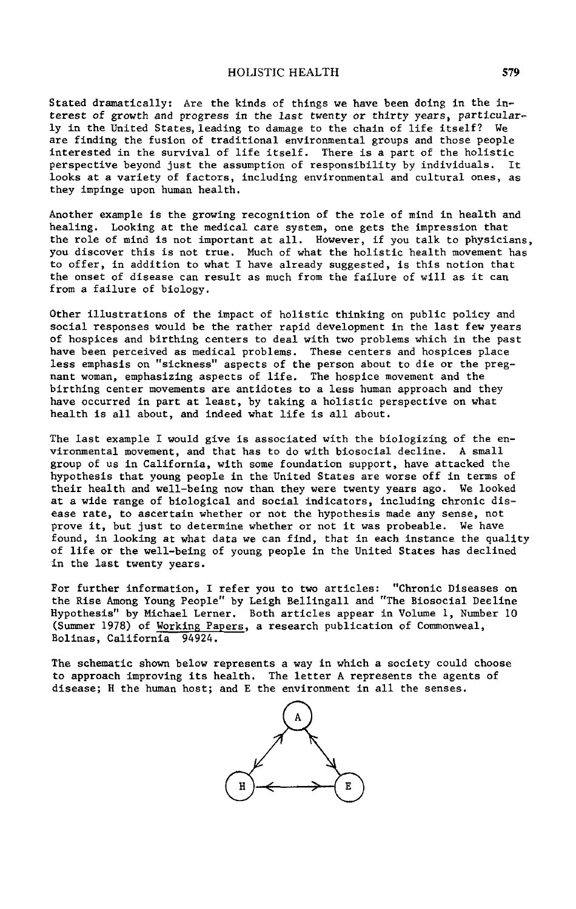Stated dramatically: Are the kinds of things we have been doing in the interest of growth and progress in the last twenty or thirty years, particularly in the United States, leading to damage to the chain of life itself? We are finding the fusion of traditional environmental groups and those people interested in the survival of life itself. There is a part of the holistic perspective beyond just the assumption of responsibility by individuals. It looks at a variety of factors, including environmental and cultural ones, as they impinge upon human health.

Another example is the growing recognition of the role of mind in health and healing. Looking at the medical care system, one gets the impression that the role of mind is not important at all. However, if you talk to physicians, you discover this is not true. Much of what the holistic health movement has to offer, in addition to what I have already suggested, is this notion that the onset of disease can result as much from the failure of will as it can from a failure of biology.

Other illustrations of the impact of holistic thinking on public policy and social responses would be the rather rapid development in the last few years of hospices and birthing centers to deal with two problems which in the past have been perceived as medical problems. These centers and hospices place less emphasis on "sickness" aspects of the person about to die or the pregnant woman, emphasizing aspects of life. The hospice movement and the birthing center movements are antidotes to a less human approach and they have occurred in part at least, by taking a holistic perspective on what health is all about, and indeed what life is all about.

The last example I would give is associated with the biologizing of the environmental movement, and that has to do with biosocial decline. A small group of us in California, with some foundation support, have attacked the hypothesis that young people in the United States are worse off in terms of their health and well-being now than they were twenty years ago. We looked at a wide range of biological and social indicators, including chronic disease rate, to ascertain whether or not the hypothesis made any sense, not prove it, but just to determine whether or not it was probeable. We have found, in looking at what data we can find, that in each instance the quality of life or the well-being of young people in the United States has declined in the last twenty years.

For further information, I refer you to two articles: "Chronic Diseases on the Rise Among Young People" by Leigh Bellingall and "The Biosocial Decline Hypothesis" by Michael Lerner. Both articles appear in Volume 1, Number 10 (Summer 1978) of Working Papers, a research publication of Commonweal, Bolinas, California 94924.

The schematic shown below represents a way in which a society could choose to approach improving its health. The letter A represents the agents of disease; H the human host; and E the environment in all the senses.

A

H ⟷ E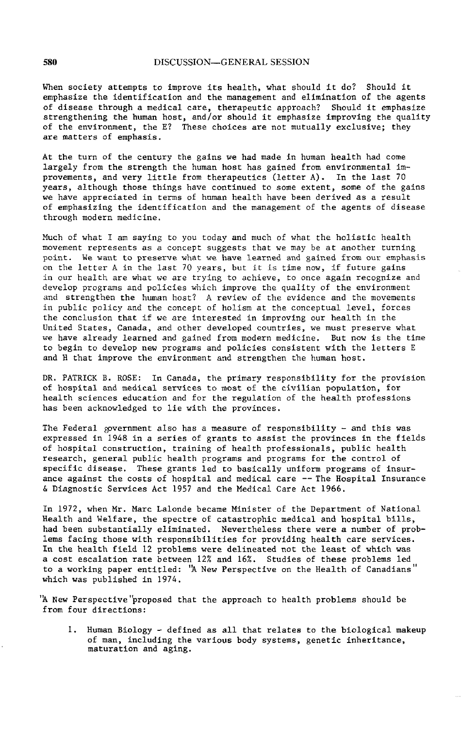When society attempts to improve its health, what should it do? Should it emphasize the identification and the management and elimination of the agents of disease through a medical care, therapeutic approach? Should it emphasize strengthening the human host, and/or should it emphasize improving the quality of the environment, the E? These choices are not mutually exclusive; they are matters of emphasis.

At the turn of the century the gains we had made in human health had come largely from the strength the human host has gained from environmental improvements, and very little from therapeutics (letter A). In the last 70 years, although those things have continued to some extent, some of the gains we have appreciated in terms of human health have been derived as a result of emphasizing the identification and the management of the agents of disease through modern medicine.

Much of what I am saying to you today and much of what the holistic health movement represents as a concept suggests that we may be at another turning point. We want to preserve what we have learned and gained from our emphasis on the letter A in the last 70 years, but it is time now, if future gains in our health are what we are trying to achieve, to once again recognize and develop programs and policies which improve the quality of the environment and strengthen the human host? A review of the evidence and the movements in public policy and the concept of holism at the conceptual level, forces the conclusion that if we are interested in improving our health in the United States, Canada, and other developed countries, we must preserve what we have already learned and gained from modern medicine. But now is the time to begin to develop new programs and policies consistent with the letters E and H that improve the environment and strengthen the human host.

DR. PATRICK B. ROSE: In Canada, the primary responsibility for the provision of hospital and medical services to most of the civilian population, for health sciences education and for the regulation of the health professions has been acknowledged to lie with the provinces.

The Federal government also has a measure of responsibility - and this was expressed in 1948 in a series of grants to assist the provinces in the fields of hospital construction, training of health professionals, public health research, general public health programs and programs for the control of specific disease. These grants led to basically uniform programs of insurance against the costs of hospital and medical care -- The Hospital Insurance & Diagnostic Services Act 1957 and the Medical Care Act 1966.

In 1972, when Mr. Marc Lalonde became Minister of the Department of National Health and Welfare, the spectre of catastrophic medical and hospital bills, had been substantially eliminated. Nevertheless there were a number of problems facing those with responsibilities for providing health care services. In the health field 12 problems were delineated not the least of which was a cost escalation rate between 12% and 16%. Studies of these problems led to a working paper entitled: "A New Perspective on the Health of Canadians" which was published in 1974.

"A New Perspective" proposed that the approach to health problems should be from four directions:

I. Human Biology - defined as all that relates to the biological makeup of man, including the various body systems, genetic inheritance, maturation and aging.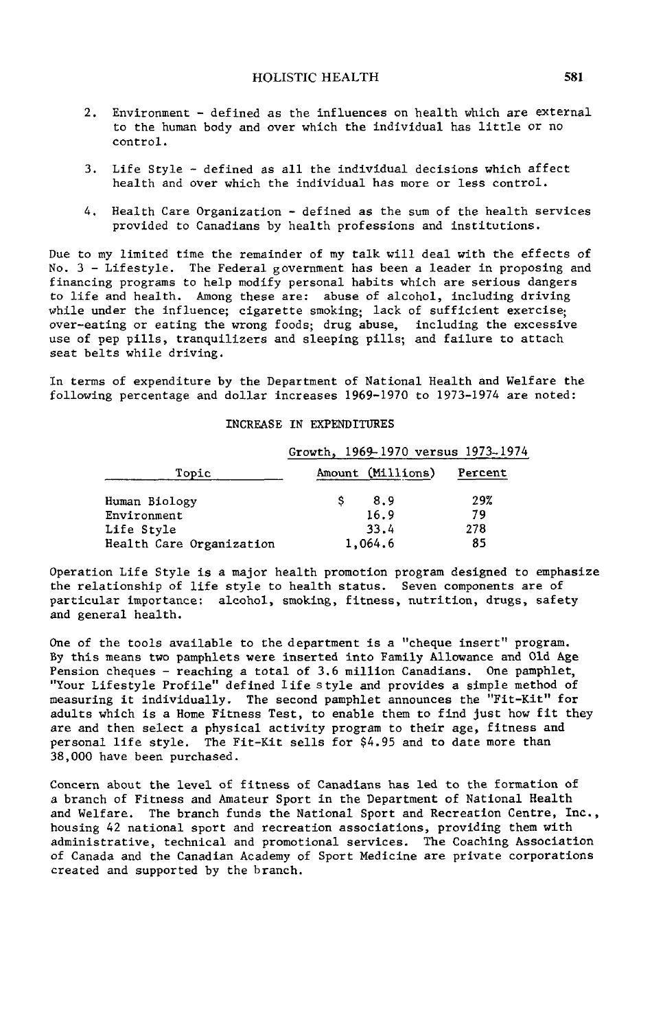2. Environment - defined as the influences on health which are external to the human body and over which the individual has little or no control.

3. Life Style - defined as all the individual decisions which affect health and over which the individual has more or less control.

4. Health Care Organization - defined as the sum of the health services provided to Canadians by health professions and institutions.

Due to my limited time the remainder of my talk will deal with the effects of No. 3 - Lifestyle. The Federal government has been a leader in proposing and financing programs to help modify personal habits which are serious dangers to life and health. Among these are: abuse of alcohol, including driving while under the influence; cigarette smoking; lack of sufficient exercise; over-eating or eating the wrong foods; drug abuse, including the excessive use of pep pills, tranquilizers and sleeping pills; and failure to attach seat belts while driving.

In terms of expenditure by the Department of National Health and Welfare the following percentage and dollar increases 1969-1970 to 1973-1974 are noted:

INCREASE IN EXPENDITURES

| Topic | Growth, 1969-1970 versus 1973-1974 | |
|---|---|---|
| | Amount (Millions) | Percent |
| Human Biology | $ 8.9 | 29% |
| Environment | 16.9 | 79 |
| Life Style | 33.4 | 278 |
| Health Care Organization | 1,064.6 | 85 |

Operation Life Style is a major health promotion program designed to emphasize the relationship of life style to health status. Seven components are of particular importance: alcohol, smoking, fitness, nutrition, drugs, safety and general health.

One of the tools available to the department is a "cheque insert" program. By this means two pamphlets were inserted into Family Allowance and Old Age Pension cheques - reaching a total of 3.6 million Canadians. One pamphlet, "Your Lifestyle Profile" defined life style and provides a simple method of measuring it individually. The second pamphlet announces the "Fit-Kit" for adults which is a Home Fitness Test, to enable them to find just how fit they are and then select a physical activity program to their age, fitness and personal life style. The Fit-Kit sells for $4.95 and to date more than 38,000 have been purchased.

Concern about the level of fitness of Canadians has led to the formation of a branch of Fitness and Amateur Sport in the Department of National Health and Welfare. The branch funds the National Sport and Recreation Centre, Inc., housing 42 national sport and recreation associations, providing them with administrative, technical and promotional services. The Coaching Association of Canada and the Canadian Academy of Sport Medicine are private corporations created and supported by the branch.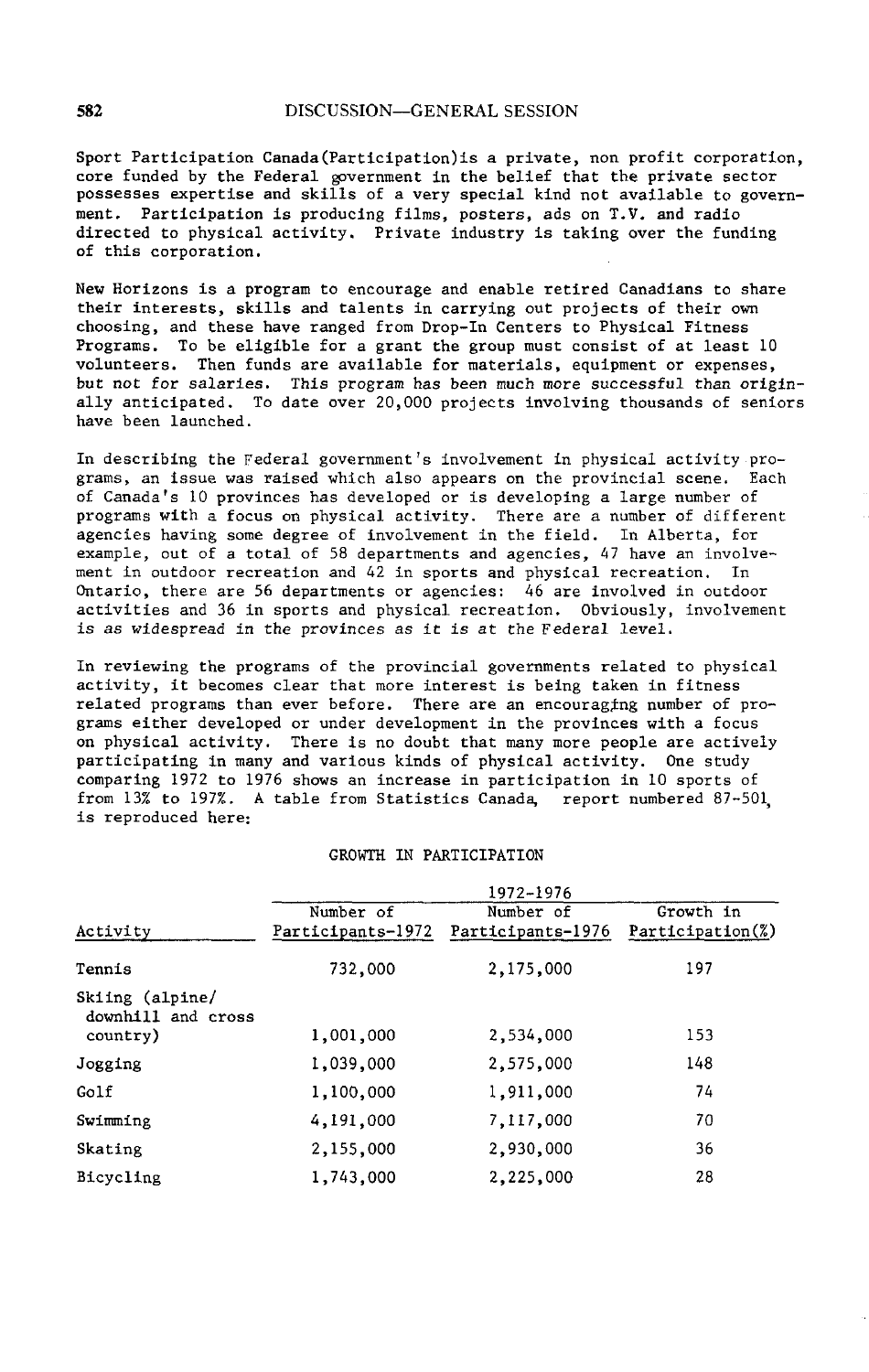Sport Participation Canada(Participation)is a private, non profit corporation, core funded by the Federal government in the belief that the private sector possesses expertise and skills of a very special kind not available to government. Participation is producing films, posters, ads on T.V. and radio directed to physical activity. Private industry is taking over the funding of this corporation.

New Horizons is a program to encourage and enable retired Canadians to share their interests, skills and talents in carrying out projects of their own choosing, and these have ranged from Drop-In Centers to Physical Fitness Programs. To be eligible for a grant the group must consist of at least 10 volunteers. Then funds are available for materials, equipment or expenses, but not for salaries. This program has been much more successful than originally anticipated. To date over 20,000 projects involving thousands of seniors have been launched.

In describing the Federal government's involvement in physical activity programs, an issue was raised which also appears on the provincial scene. Each of Canada's 10 provinces has developed or is developing a large number of programs with a focus on physical activity. There are a number of different agencies having some degree of involvement in the field. In Alberta, for example, out of a total of 58 departments and agencies, 47 have an involvement in outdoor recreation and 42 in sports and physical recreation. In Ontario, there are 56 departments or agencies: 46 are involved in outdoor activities and 36 in sports and physical recreation. Obviously, involvement is as widespread in the provinces as it is at the Federal level.

In reviewing the programs of the provincial governments related to physical activity, it becomes clear that more interest is being taken in fitness related programs than ever before. There are an encouraging number of programs either developed or under development in the provinces with a focus on physical activity. There is no doubt that many more people are actively participating in many and various kinds of physical activity. One study comparing 1972 to 1976 shows an increase in participation in 10 sports of from 13% to 197%. A table from Statistics Canada, report numbered 87-501, is reproduced here:

GROWTH IN PARTICIPATION

| | 1972-1976 | | |
|---|---|---|---|
| Activity | Number of Participants-1972 | Number of Participants-1976 | Growth in Participation(%) |
| Tennis | 732,000 | 2,175,000 | 197 |
| Skiing (alpine/ downhill and cross country) | 1,001,000 | 2,534,000 | 153 |
| Jogging | 1,039,000 | 2,575,000 | 148 |
| Golf | 1,100,000 | 1,911,000 | 74 |
| Swimming | 4,191,000 | 7,117,000 | 70 |
| Skating | 2,155,000 | 2,930,000 | 36 |
| Bicycling | 1,743,000 | 2,225,000 | 28 |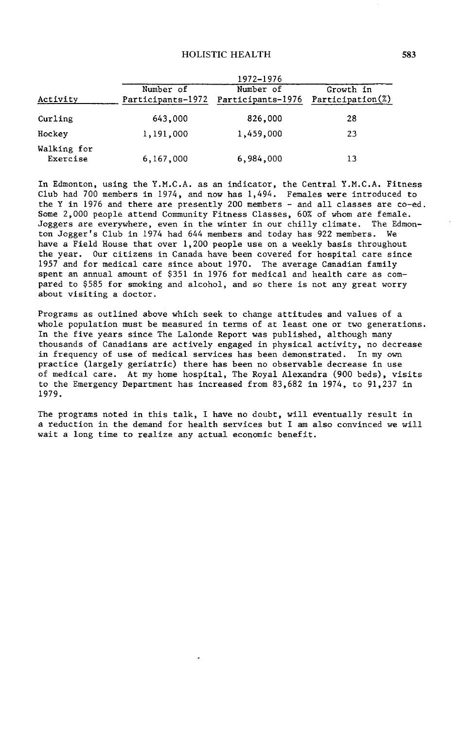| Activity | 1972-1976 | | |
|---|---|---|---|
| | Number of Participants-1972 | Number of Participants-1976 | Growth in Participation(%) |
| Curling | 643,000 | 826,000 | 28 |
| Hockey | 1,191,000 | 1,459,000 | 23 |
| Walking for Exercise | 6,167,000 | 6,984,000 | 13 |

In Edmonton, using the Y.M.C.A. as an indicator, the Central Y.M.C.A. Fitness Club had 700 members in 1974, and now has 1,494. Females were introduced to the Y in 1976 and there are presently 200 members - and all classes are co-ed. Some 2,000 people attend Community Fitness Classes, 60% of whom are female. Joggers are everywhere, even in the winter in our chilly climate. The Edmonton Jogger's Club in 1974 had 644 members and today has 922 members. We have a Field House that over 1,200 people use on a weekly basis throughout the year. Our citizens in Canada have been covered for hospital care since 1957 and for medical care since about 1970. The average Canadian family spent an annual amount of $351 in 1976 for medical and health care as compared to $585 for smoking and alcohol, and so there is not any great worry about visiting a doctor.

Programs as outlined above which seek to change attitudes and values of a whole population must be measured in terms of at least one or two generations. In the five years since The Lalonde Report was published, although many thousands of Canadians are actively engaged in physical activity, no decrease in frequency of use of medical services has been demonstrated. In my own practice (largely geriatric) there has been no observable decrease in use of medical care. At my home hospital, The Royal Alexandra (900 beds), visits to the Emergency Department has increased from 83,682 in 1974, to 91,237 in 1979.

The programs noted in this talk, I have no doubt, will eventually result in a reduction in the demand for health services but I am also convinced we will wait a long time to realize any actual economic benefit.